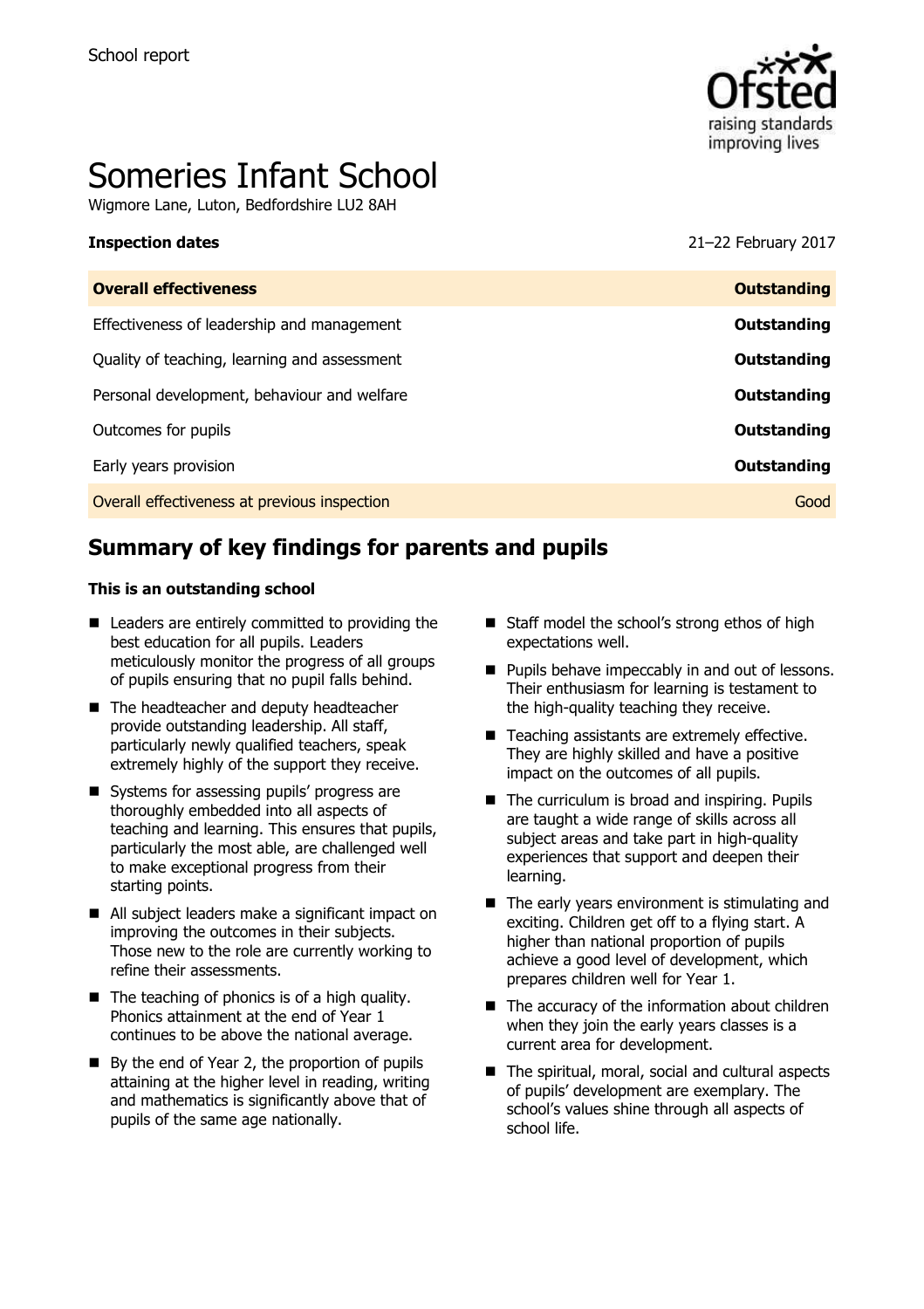School report

# Someries Infant School

Wigmore Lane, Luton, Bedfordshire LU2 8AH

| **Inspection dates** | 21–22 February 2017 |
| --- | --- |
| **Overall effectiveness** | **Outstanding** |
| Effectiveness of leadership and management | **Outstanding** |
| Quality of teaching, learning and assessment | **Outstanding** |
| Personal development, behaviour and welfare | **Outstanding** |
| Outcomes for pupils | **Outstanding** |
| Early years provision | **Outstanding** |
| Overall effectiveness at previous inspection | Good |

## Summary of key findings for parents and pupils

**This is an outstanding school**

- Leaders are entirely committed to providing the best education for all pupils. Leaders meticulously monitor the progress of all groups of pupils ensuring that no pupil falls behind.
- The headteacher and deputy headteacher provide outstanding leadership. All staff, particularly newly qualified teachers, speak extremely highly of the support they receive.
- Systems for assessing pupils' progress are thoroughly embedded into all aspects of teaching and learning. This ensures that pupils, particularly the most able, are challenged well to make exceptional progress from their starting points.
- All subject leaders make a significant impact on improving the outcomes in their subjects. Those new to the role are currently working to refine their assessments.
- The teaching of phonics is of a high quality. Phonics attainment at the end of Year 1 continues to be above the national average.
- By the end of Year 2, the proportion of pupils attaining at the higher level in reading, writing and mathematics is significantly above that of pupils of the same age nationally.
- Staff model the school's strong ethos of high expectations well.
- Pupils behave impeccably in and out of lessons. Their enthusiasm for learning is testament to the high-quality teaching they receive.
- Teaching assistants are extremely effective. They are highly skilled and have a positive impact on the outcomes of all pupils.
- The curriculum is broad and inspiring. Pupils are taught a wide range of skills across all subject areas and take part in high-quality experiences that support and deepen their learning.
- The early years environment is stimulating and exciting. Children get off to a flying start. A higher than national proportion of pupils achieve a good level of development, which prepares children well for Year 1.
- The accuracy of the information about children when they join the early years classes is a current area for development.
- The spiritual, moral, social and cultural aspects of pupils' development are exemplary. The school's values shine through all aspects of school life.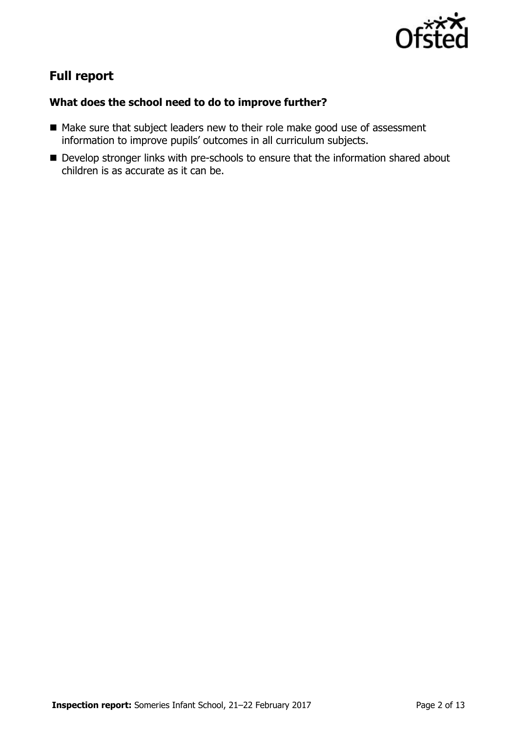## Full report

### What does the school need to do to improve further?

- Make sure that subject leaders new to their role make good use of assessment information to improve pupils' outcomes in all curriculum subjects.
- Develop stronger links with pre-schools to ensure that the information shared about children is as accurate as it can be.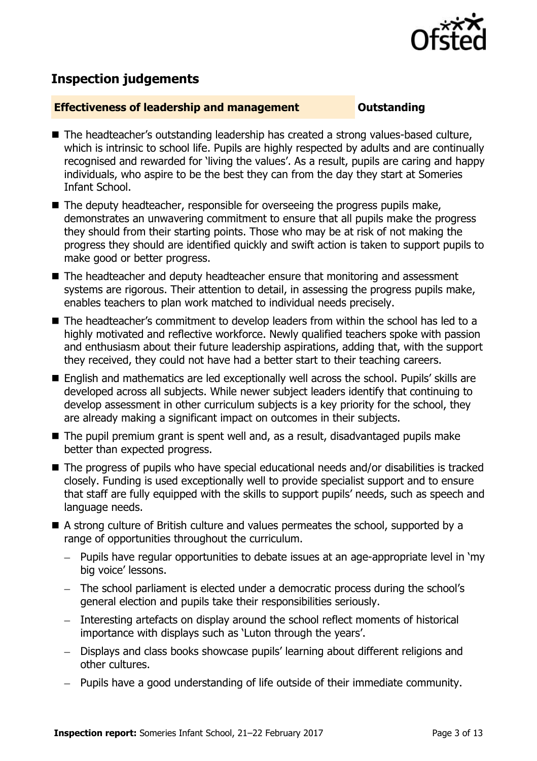## Inspection judgements

### Effectiveness of leadership and management — Outstanding

- The headteacher's outstanding leadership has created a strong values-based culture, which is intrinsic to school life. Pupils are highly respected by adults and are continually recognised and rewarded for 'living the values'. As a result, pupils are caring and happy individuals, who aspire to be the best they can from the day they start at Someries Infant School.
- The deputy headteacher, responsible for overseeing the progress pupils make, demonstrates an unwavering commitment to ensure that all pupils make the progress they should from their starting points. Those who may be at risk of not making the progress they should are identified quickly and swift action is taken to support pupils to make good or better progress.
- The headteacher and deputy headteacher ensure that monitoring and assessment systems are rigorous. Their attention to detail, in assessing the progress pupils make, enables teachers to plan work matched to individual needs precisely.
- The headteacher's commitment to develop leaders from within the school has led to a highly motivated and reflective workforce. Newly qualified teachers spoke with passion and enthusiasm about their future leadership aspirations, adding that, with the support they received, they could not have had a better start to their teaching careers.
- English and mathematics are led exceptionally well across the school. Pupils' skills are developed across all subjects. While newer subject leaders identify that continuing to develop assessment in other curriculum subjects is a key priority for the school, they are already making a significant impact on outcomes in their subjects.
- The pupil premium grant is spent well and, as a result, disadvantaged pupils make better than expected progress.
- The progress of pupils who have special educational needs and/or disabilities is tracked closely. Funding is used exceptionally well to provide specialist support and to ensure that staff are fully equipped with the skills to support pupils' needs, such as speech and language needs.
- A strong culture of British culture and values permeates the school, supported by a range of opportunities throughout the curriculum.
  - Pupils have regular opportunities to debate issues at an age-appropriate level in 'my big voice' lessons.
  - The school parliament is elected under a democratic process during the school's general election and pupils take their responsibilities seriously.
  - Interesting artefacts on display around the school reflect moments of historical importance with displays such as 'Luton through the years'.
  - Displays and class books showcase pupils' learning about different religions and other cultures.
  - Pupils have a good understanding of life outside of their immediate community.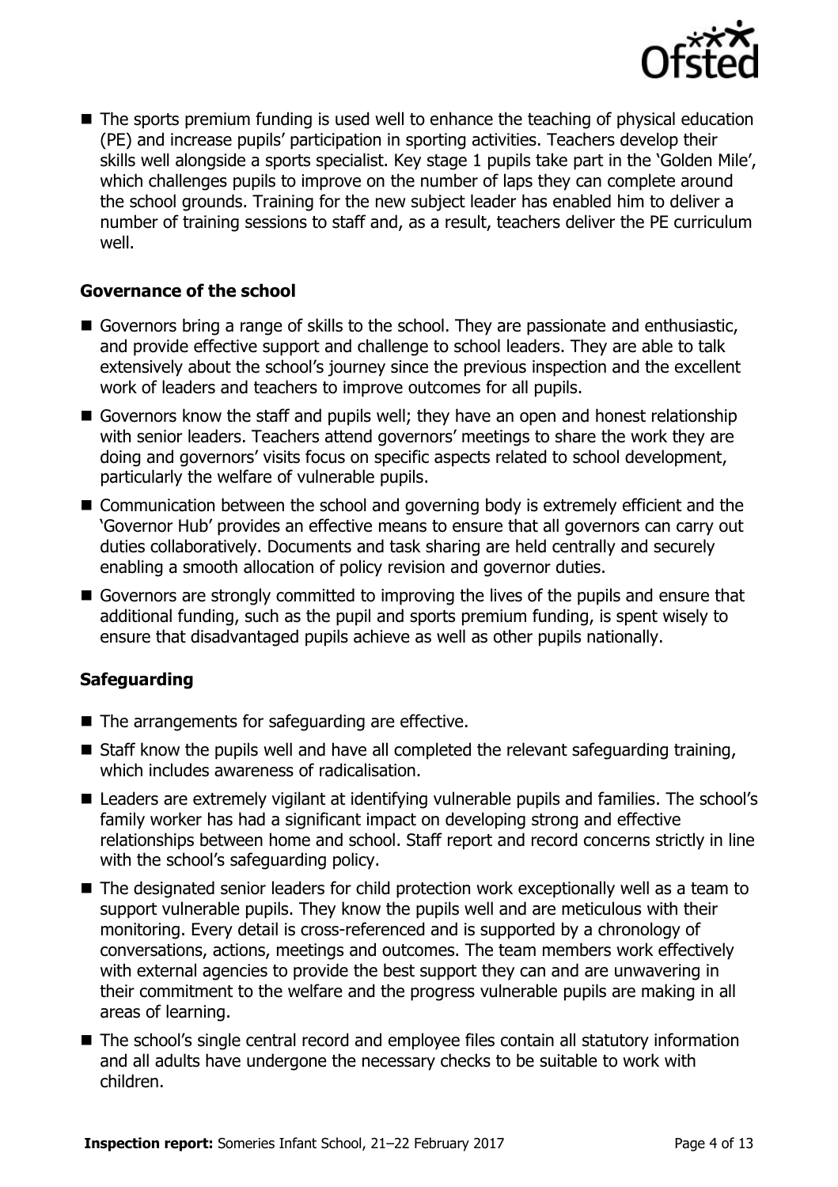- The sports premium funding is used well to enhance the teaching of physical education (PE) and increase pupils' participation in sporting activities. Teachers develop their skills well alongside a sports specialist. Key stage 1 pupils take part in the 'Golden Mile', which challenges pupils to improve on the number of laps they can complete around the school grounds. Training for the new subject leader has enabled him to deliver a number of training sessions to staff and, as a result, teachers deliver the PE curriculum well.

### Governance of the school

- Governors bring a range of skills to the school. They are passionate and enthusiastic, and provide effective support and challenge to school leaders. They are able to talk extensively about the school's journey since the previous inspection and the excellent work of leaders and teachers to improve outcomes for all pupils.
- Governors know the staff and pupils well; they have an open and honest relationship with senior leaders. Teachers attend governors' meetings to share the work they are doing and governors' visits focus on specific aspects related to school development, particularly the welfare of vulnerable pupils.
- Communication between the school and governing body is extremely efficient and the 'Governor Hub' provides an effective means to ensure that all governors can carry out duties collaboratively. Documents and task sharing are held centrally and securely enabling a smooth allocation of policy revision and governor duties.
- Governors are strongly committed to improving the lives of the pupils and ensure that additional funding, such as the pupil and sports premium funding, is spent wisely to ensure that disadvantaged pupils achieve as well as other pupils nationally.

### Safeguarding

- The arrangements for safeguarding are effective.
- Staff know the pupils well and have all completed the relevant safeguarding training, which includes awareness of radicalisation.
- Leaders are extremely vigilant at identifying vulnerable pupils and families. The school's family worker has had a significant impact on developing strong and effective relationships between home and school. Staff report and record concerns strictly in line with the school's safeguarding policy.
- The designated senior leaders for child protection work exceptionally well as a team to support vulnerable pupils. They know the pupils well and are meticulous with their monitoring. Every detail is cross-referenced and is supported by a chronology of conversations, actions, meetings and outcomes. The team members work effectively with external agencies to provide the best support they can and are unwavering in their commitment to the welfare and the progress vulnerable pupils are making in all areas of learning.
- The school's single central record and employee files contain all statutory information and all adults have undergone the necessary checks to be suitable to work with children.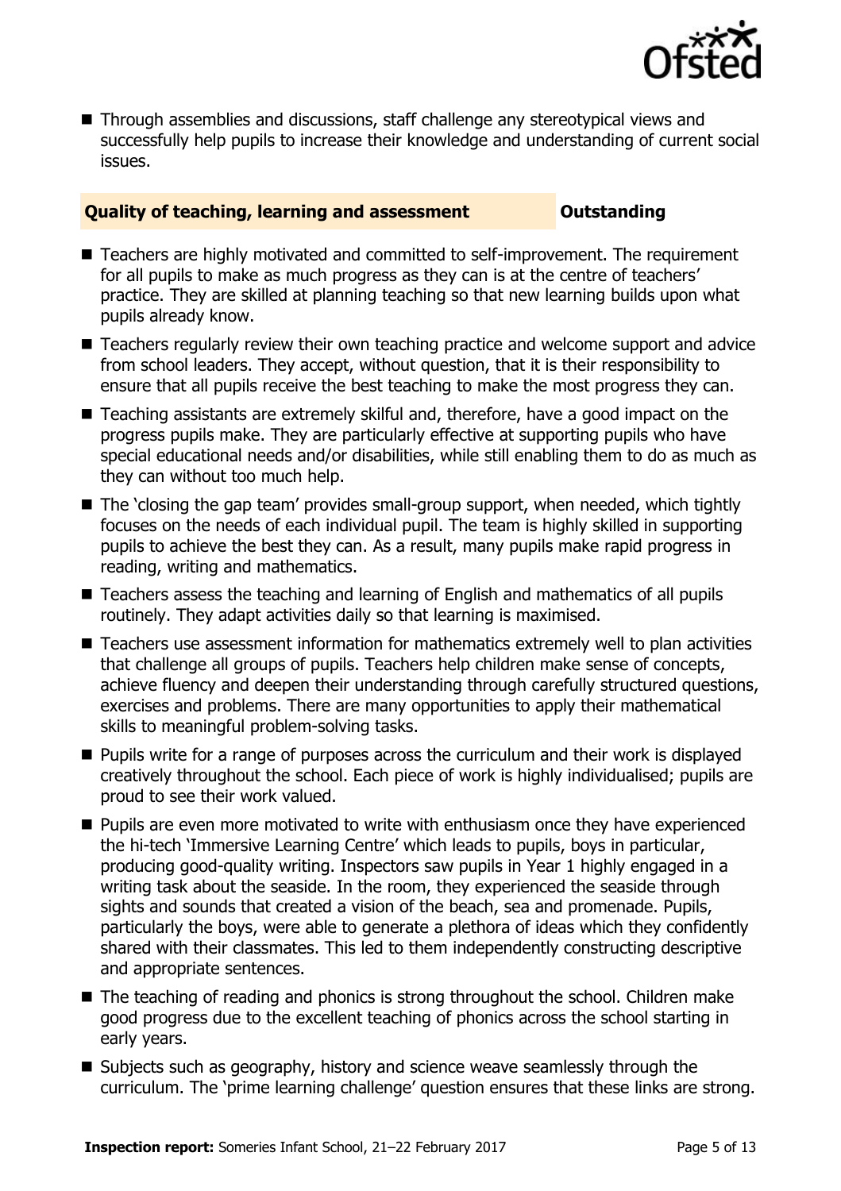- Through assemblies and discussions, staff challenge any stereotypical views and successfully help pupils to increase their knowledge and understanding of current social issues.

### Quality of teaching, learning and assessment — Outstanding

- Teachers are highly motivated and committed to self-improvement. The requirement for all pupils to make as much progress as they can is at the centre of teachers' practice. They are skilled at planning teaching so that new learning builds upon what pupils already know.
- Teachers regularly review their own teaching practice and welcome support and advice from school leaders. They accept, without question, that it is their responsibility to ensure that all pupils receive the best teaching to make the most progress they can.
- Teaching assistants are extremely skilful and, therefore, have a good impact on the progress pupils make. They are particularly effective at supporting pupils who have special educational needs and/or disabilities, while still enabling them to do as much as they can without too much help.
- The 'closing the gap team' provides small-group support, when needed, which tightly focuses on the needs of each individual pupil. The team is highly skilled in supporting pupils to achieve the best they can. As a result, many pupils make rapid progress in reading, writing and mathematics.
- Teachers assess the teaching and learning of English and mathematics of all pupils routinely. They adapt activities daily so that learning is maximised.
- Teachers use assessment information for mathematics extremely well to plan activities that challenge all groups of pupils. Teachers help children make sense of concepts, achieve fluency and deepen their understanding through carefully structured questions, exercises and problems. There are many opportunities to apply their mathematical skills to meaningful problem-solving tasks.
- Pupils write for a range of purposes across the curriculum and their work is displayed creatively throughout the school. Each piece of work is highly individualised; pupils are proud to see their work valued.
- Pupils are even more motivated to write with enthusiasm once they have experienced the hi-tech 'Immersive Learning Centre' which leads to pupils, boys in particular, producing good-quality writing. Inspectors saw pupils in Year 1 highly engaged in a writing task about the seaside. In the room, they experienced the seaside through sights and sounds that created a vision of the beach, sea and promenade. Pupils, particularly the boys, were able to generate a plethora of ideas which they confidently shared with their classmates. This led to them independently constructing descriptive and appropriate sentences.
- The teaching of reading and phonics is strong throughout the school. Children make good progress due to the excellent teaching of phonics across the school starting in early years.
- Subjects such as geography, history and science weave seamlessly through the curriculum. The 'prime learning challenge' question ensures that these links are strong.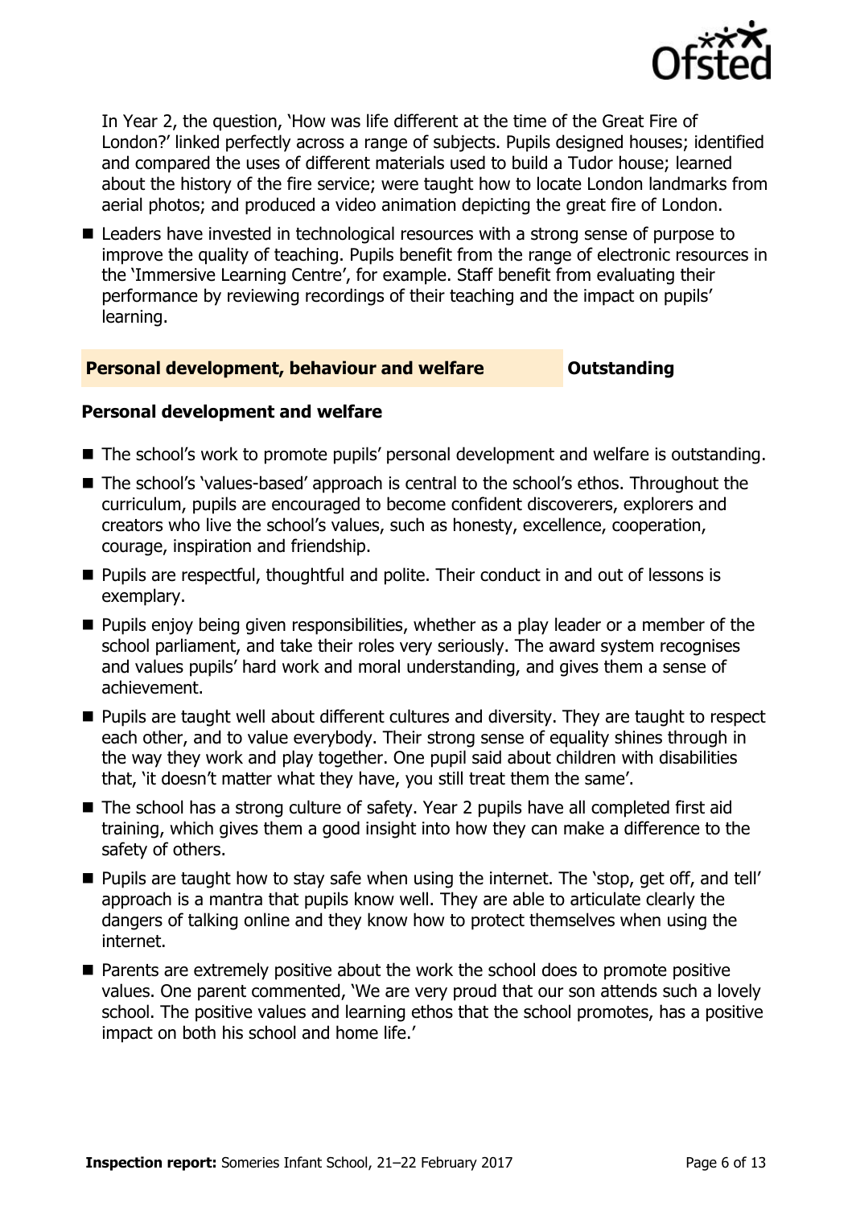In Year 2, the question, 'How was life different at the time of the Great Fire of London?' linked perfectly across a range of subjects. Pupils designed houses; identified and compared the uses of different materials used to build a Tudor house; learned about the history of the fire service; were taught how to locate London landmarks from aerial photos; and produced a video animation depicting the great fire of London.

- Leaders have invested in technological resources with a strong sense of purpose to improve the quality of teaching. Pupils benefit from the range of electronic resources in the 'Immersive Learning Centre', for example. Staff benefit from evaluating their performance by reviewing recordings of their teaching and the impact on pupils' learning.

## Personal development, behaviour and welfare — Outstanding

### Personal development and welfare

- The school's work to promote pupils' personal development and welfare is outstanding.
- The school's 'values-based' approach is central to the school's ethos. Throughout the curriculum, pupils are encouraged to become confident discoverers, explorers and creators who live the school's values, such as honesty, excellence, cooperation, courage, inspiration and friendship.
- Pupils are respectful, thoughtful and polite. Their conduct in and out of lessons is exemplary.
- Pupils enjoy being given responsibilities, whether as a play leader or a member of the school parliament, and take their roles very seriously. The award system recognises and values pupils' hard work and moral understanding, and gives them a sense of achievement.
- Pupils are taught well about different cultures and diversity. They are taught to respect each other, and to value everybody. Their strong sense of equality shines through in the way they work and play together. One pupil said about children with disabilities that, 'it doesn't matter what they have, you still treat them the same'.
- The school has a strong culture of safety. Year 2 pupils have all completed first aid training, which gives them a good insight into how they can make a difference to the safety of others.
- Pupils are taught how to stay safe when using the internet. The 'stop, get off, and tell' approach is a mantra that pupils know well. They are able to articulate clearly the dangers of talking online and they know how to protect themselves when using the internet.
- Parents are extremely positive about the work the school does to promote positive values. One parent commented, 'We are very proud that our son attends such a lovely school. The positive values and learning ethos that the school promotes, has a positive impact on both his school and home life.'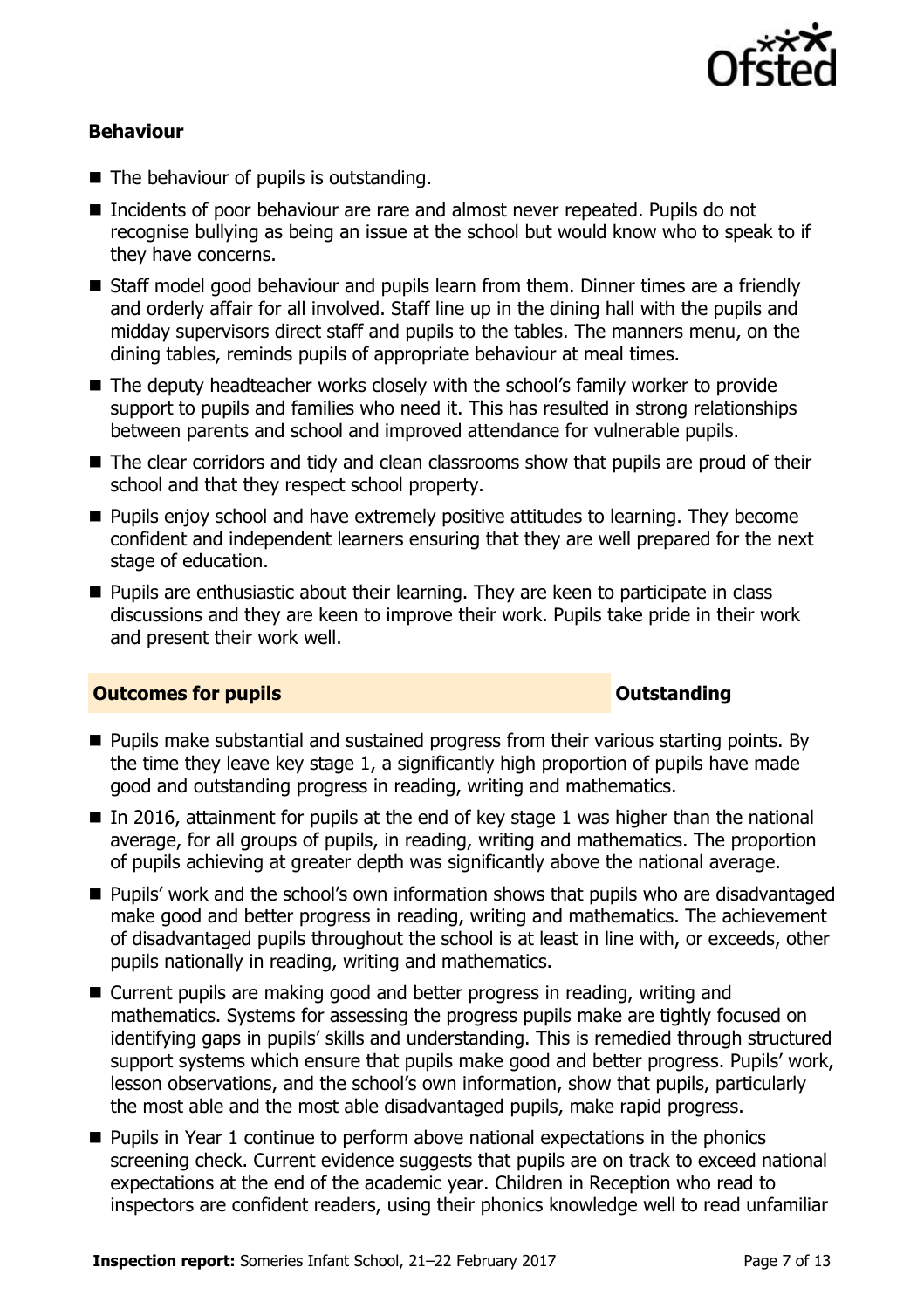### Behaviour

- The behaviour of pupils is outstanding.
- Incidents of poor behaviour are rare and almost never repeated. Pupils do not recognise bullying as being an issue at the school but would know who to speak to if they have concerns.
- Staff model good behaviour and pupils learn from them. Dinner times are a friendly and orderly affair for all involved. Staff line up in the dining hall with the pupils and midday supervisors direct staff and pupils to the tables. The manners menu, on the dining tables, reminds pupils of appropriate behaviour at meal times.
- The deputy headteacher works closely with the school's family worker to provide support to pupils and families who need it. This has resulted in strong relationships between parents and school and improved attendance for vulnerable pupils.
- The clear corridors and tidy and clean classrooms show that pupils are proud of their school and that they respect school property.
- Pupils enjoy school and have extremely positive attitudes to learning. They become confident and independent learners ensuring that they are well prepared for the next stage of education.
- Pupils are enthusiastic about their learning. They are keen to participate in class discussions and they are keen to improve their work. Pupils take pride in their work and present their work well.

## Outcomes for pupils — Outstanding

- Pupils make substantial and sustained progress from their various starting points. By the time they leave key stage 1, a significantly high proportion of pupils have made good and outstanding progress in reading, writing and mathematics.
- In 2016, attainment for pupils at the end of key stage 1 was higher than the national average, for all groups of pupils, in reading, writing and mathematics. The proportion of pupils achieving at greater depth was significantly above the national average.
- Pupils' work and the school's own information shows that pupils who are disadvantaged make good and better progress in reading, writing and mathematics. The achievement of disadvantaged pupils throughout the school is at least in line with, or exceeds, other pupils nationally in reading, writing and mathematics.
- Current pupils are making good and better progress in reading, writing and mathematics. Systems for assessing the progress pupils make are tightly focused on identifying gaps in pupils' skills and understanding. This is remedied through structured support systems which ensure that pupils make good and better progress. Pupils' work, lesson observations, and the school's own information, show that pupils, particularly the most able and the most able disadvantaged pupils, make rapid progress.
- Pupils in Year 1 continue to perform above national expectations in the phonics screening check. Current evidence suggests that pupils are on track to exceed national expectations at the end of the academic year. Children in Reception who read to inspectors are confident readers, using their phonics knowledge well to read unfamiliar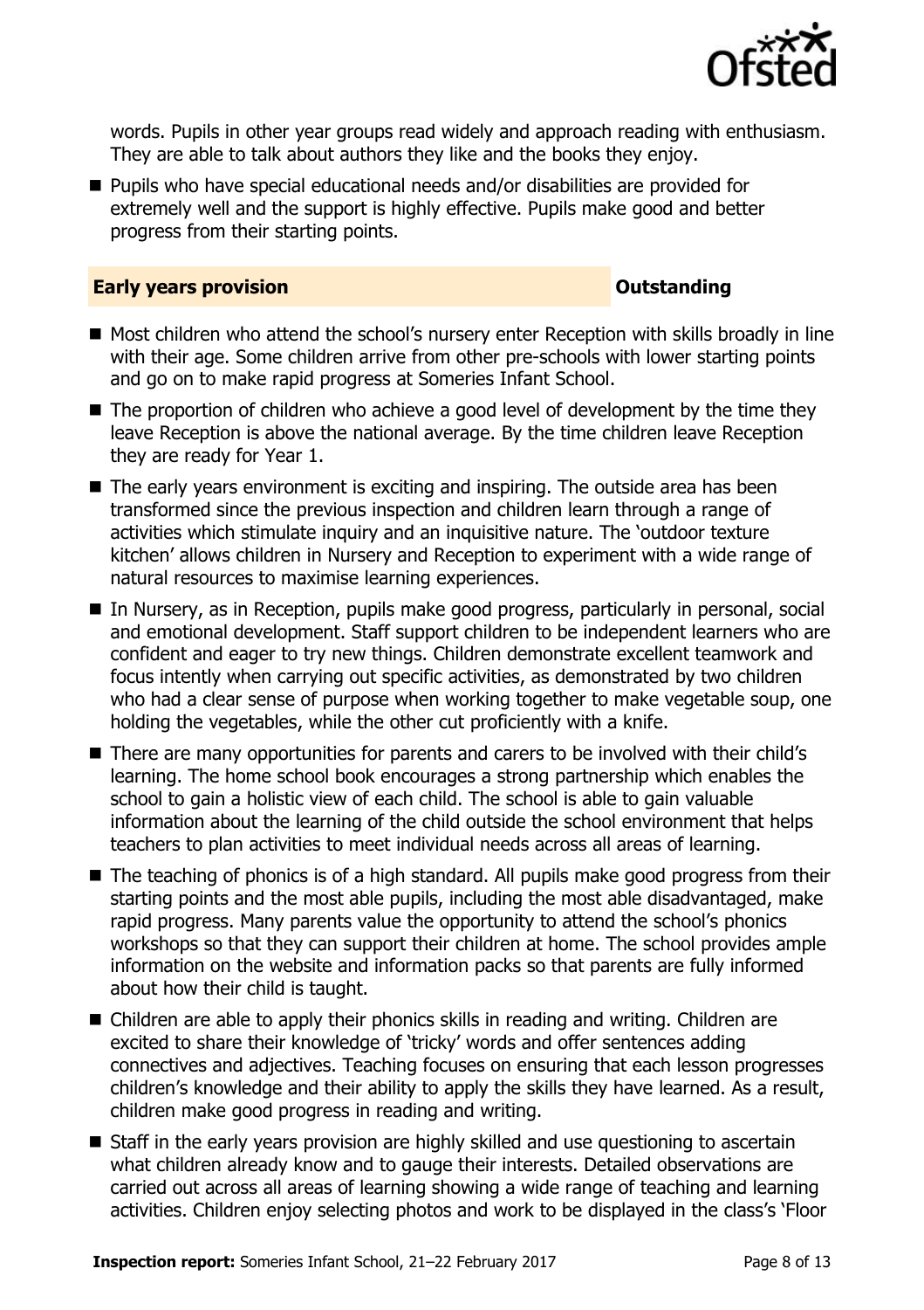words. Pupils in other year groups read widely and approach reading with enthusiasm. They are able to talk about authors they like and the books they enjoy.

- Pupils who have special educational needs and/or disabilities are provided for extremely well and the support is highly effective. Pupils make good and better progress from their starting points.

## Early years provision — Outstanding

- Most children who attend the school's nursery enter Reception with skills broadly in line with their age. Some children arrive from other pre-schools with lower starting points and go on to make rapid progress at Someries Infant School.
- The proportion of children who achieve a good level of development by the time they leave Reception is above the national average. By the time children leave Reception they are ready for Year 1.
- The early years environment is exciting and inspiring. The outside area has been transformed since the previous inspection and children learn through a range of activities which stimulate inquiry and an inquisitive nature. The 'outdoor texture kitchen' allows children in Nursery and Reception to experiment with a wide range of natural resources to maximise learning experiences.
- In Nursery, as in Reception, pupils make good progress, particularly in personal, social and emotional development. Staff support children to be independent learners who are confident and eager to try new things. Children demonstrate excellent teamwork and focus intently when carrying out specific activities, as demonstrated by two children who had a clear sense of purpose when working together to make vegetable soup, one holding the vegetables, while the other cut proficiently with a knife.
- There are many opportunities for parents and carers to be involved with their child's learning. The home school book encourages a strong partnership which enables the school to gain a holistic view of each child. The school is able to gain valuable information about the learning of the child outside the school environment that helps teachers to plan activities to meet individual needs across all areas of learning.
- The teaching of phonics is of a high standard. All pupils make good progress from their starting points and the most able pupils, including the most able disadvantaged, make rapid progress. Many parents value the opportunity to attend the school's phonics workshops so that they can support their children at home. The school provides ample information on the website and information packs so that parents are fully informed about how their child is taught.
- Children are able to apply their phonics skills in reading and writing. Children are excited to share their knowledge of 'tricky' words and offer sentences adding connectives and adjectives. Teaching focuses on ensuring that each lesson progresses children's knowledge and their ability to apply the skills they have learned. As a result, children make good progress in reading and writing.
- Staff in the early years provision are highly skilled and use questioning to ascertain what children already know and to gauge their interests. Detailed observations are carried out across all areas of learning showing a wide range of teaching and learning activities. Children enjoy selecting photos and work to be displayed in the class's 'Floor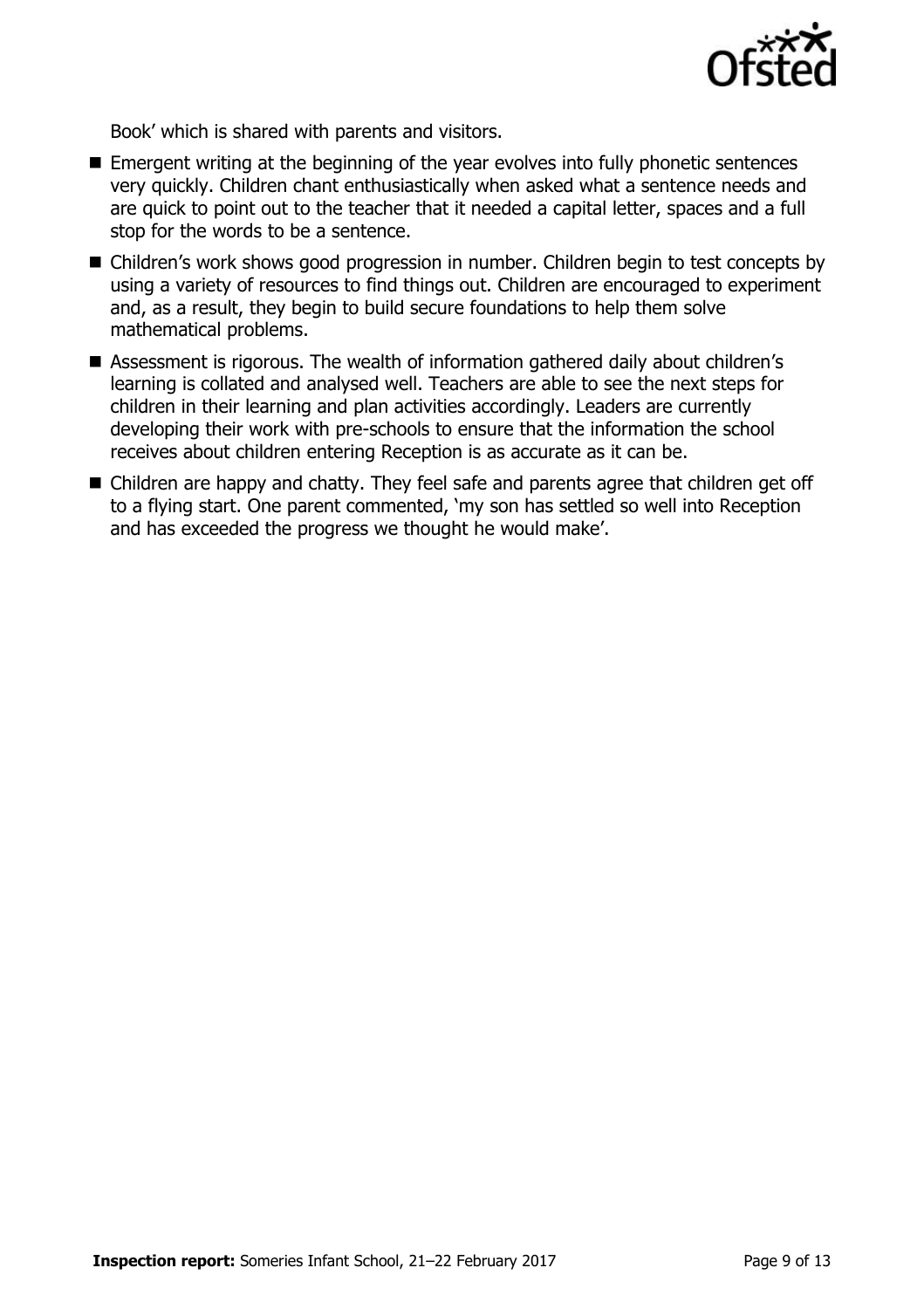Book' which is shared with parents and visitors.

- Emergent writing at the beginning of the year evolves into fully phonetic sentences very quickly. Children chant enthusiastically when asked what a sentence needs and are quick to point out to the teacher that it needed a capital letter, spaces and a full stop for the words to be a sentence.
- Children's work shows good progression in number. Children begin to test concepts by using a variety of resources to find things out. Children are encouraged to experiment and, as a result, they begin to build secure foundations to help them solve mathematical problems.
- Assessment is rigorous. The wealth of information gathered daily about children's learning is collated and analysed well. Teachers are able to see the next steps for children in their learning and plan activities accordingly. Leaders are currently developing their work with pre-schools to ensure that the information the school receives about children entering Reception is as accurate as it can be.
- Children are happy and chatty. They feel safe and parents agree that children get off to a flying start. One parent commented, 'my son has settled so well into Reception and has exceeded the progress we thought he would make'.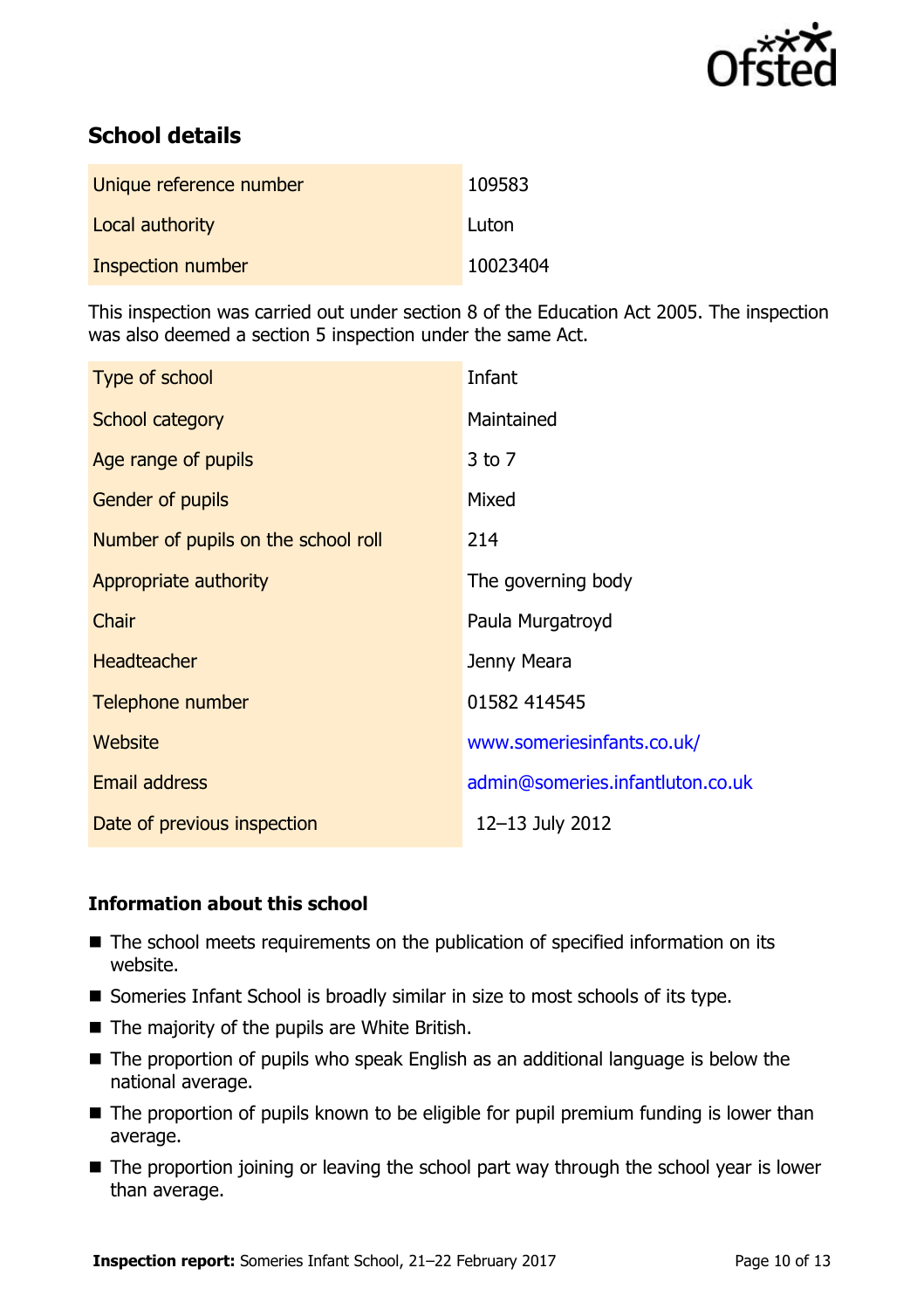## School details

| | |
|---|---|
| Unique reference number | 109583 |
| Local authority | Luton |
| Inspection number | 10023404 |

This inspection was carried out under section 8 of the Education Act 2005. The inspection was also deemed a section 5 inspection under the same Act.

| | |
|---|---|
| Type of school | Infant |
| School category | Maintained |
| Age range of pupils | 3 to 7 |
| Gender of pupils | Mixed |
| Number of pupils on the school roll | 214 |
| Appropriate authority | The governing body |
| Chair | Paula Murgatroyd |
| Headteacher | Jenny Meara |
| Telephone number | 01582 414545 |
| Website | www.someriesinfants.co.uk/ |
| Email address | admin@someries.infantluton.co.uk |
| Date of previous inspection | 12–13 July 2012 |

### Information about this school

- The school meets requirements on the publication of specified information on its website.
- Someries Infant School is broadly similar in size to most schools of its type.
- The majority of the pupils are White British.
- The proportion of pupils who speak English as an additional language is below the national average.
- The proportion of pupils known to be eligible for pupil premium funding is lower than average.
- The proportion joining or leaving the school part way through the school year is lower than average.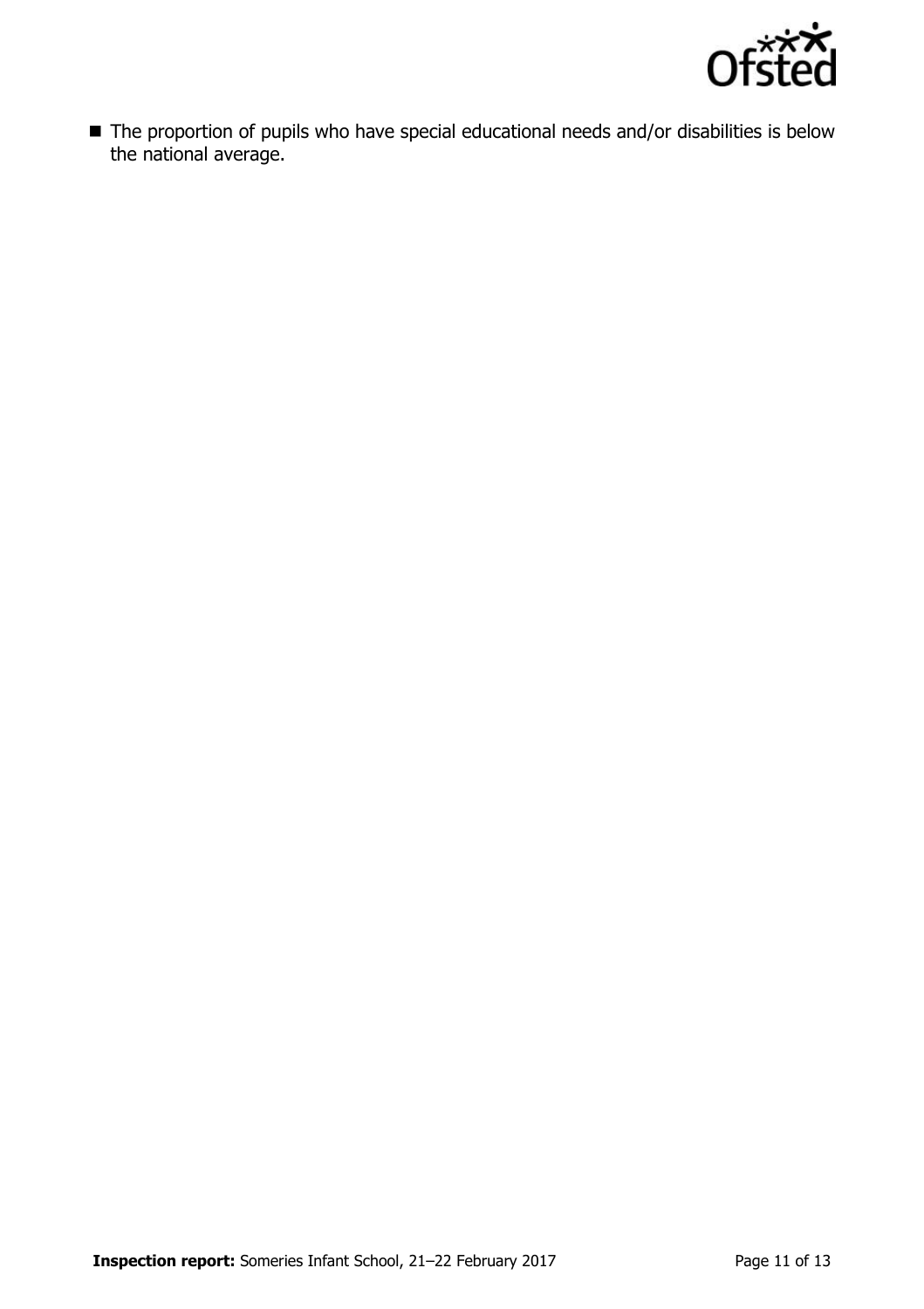- The proportion of pupils who have special educational needs and/or disabilities is below the national average.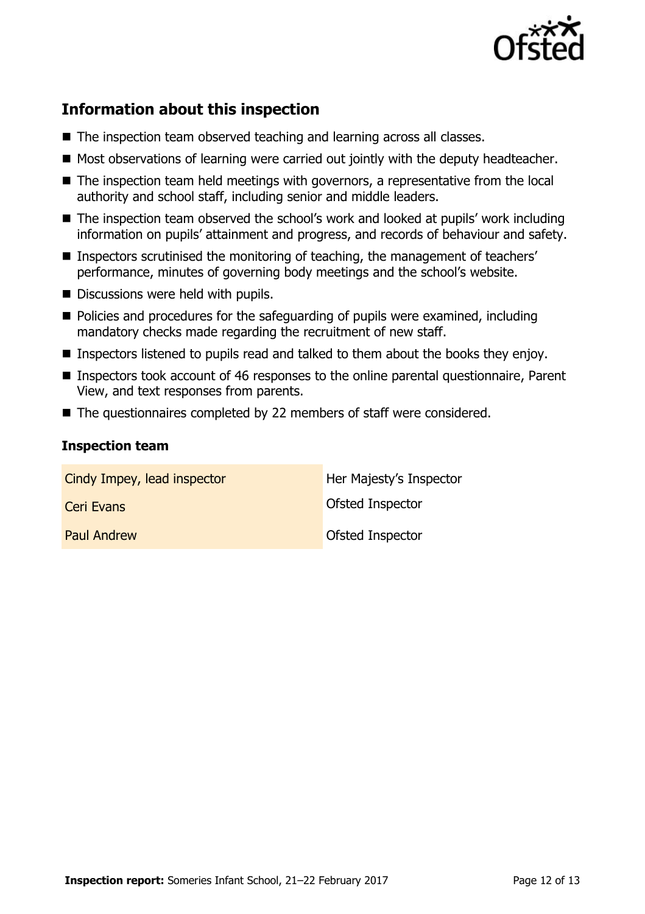## Information about this inspection

- The inspection team observed teaching and learning across all classes.
- Most observations of learning were carried out jointly with the deputy headteacher.
- The inspection team held meetings with governors, a representative from the local authority and school staff, including senior and middle leaders.
- The inspection team observed the school's work and looked at pupils' work including information on pupils' attainment and progress, and records of behaviour and safety.
- Inspectors scrutinised the monitoring of teaching, the management of teachers' performance, minutes of governing body meetings and the school's website.
- Discussions were held with pupils.
- Policies and procedures for the safeguarding of pupils were examined, including mandatory checks made regarding the recruitment of new staff.
- Inspectors listened to pupils read and talked to them about the books they enjoy.
- Inspectors took account of 46 responses to the online parental questionnaire, Parent View, and text responses from parents.
- The questionnaires completed by 22 members of staff were considered.

### Inspection team

| | |
|---|---|
| Cindy Impey, lead inspector | Her Majesty's Inspector |
| Ceri Evans | Ofsted Inspector |
| Paul Andrew | Ofsted Inspector |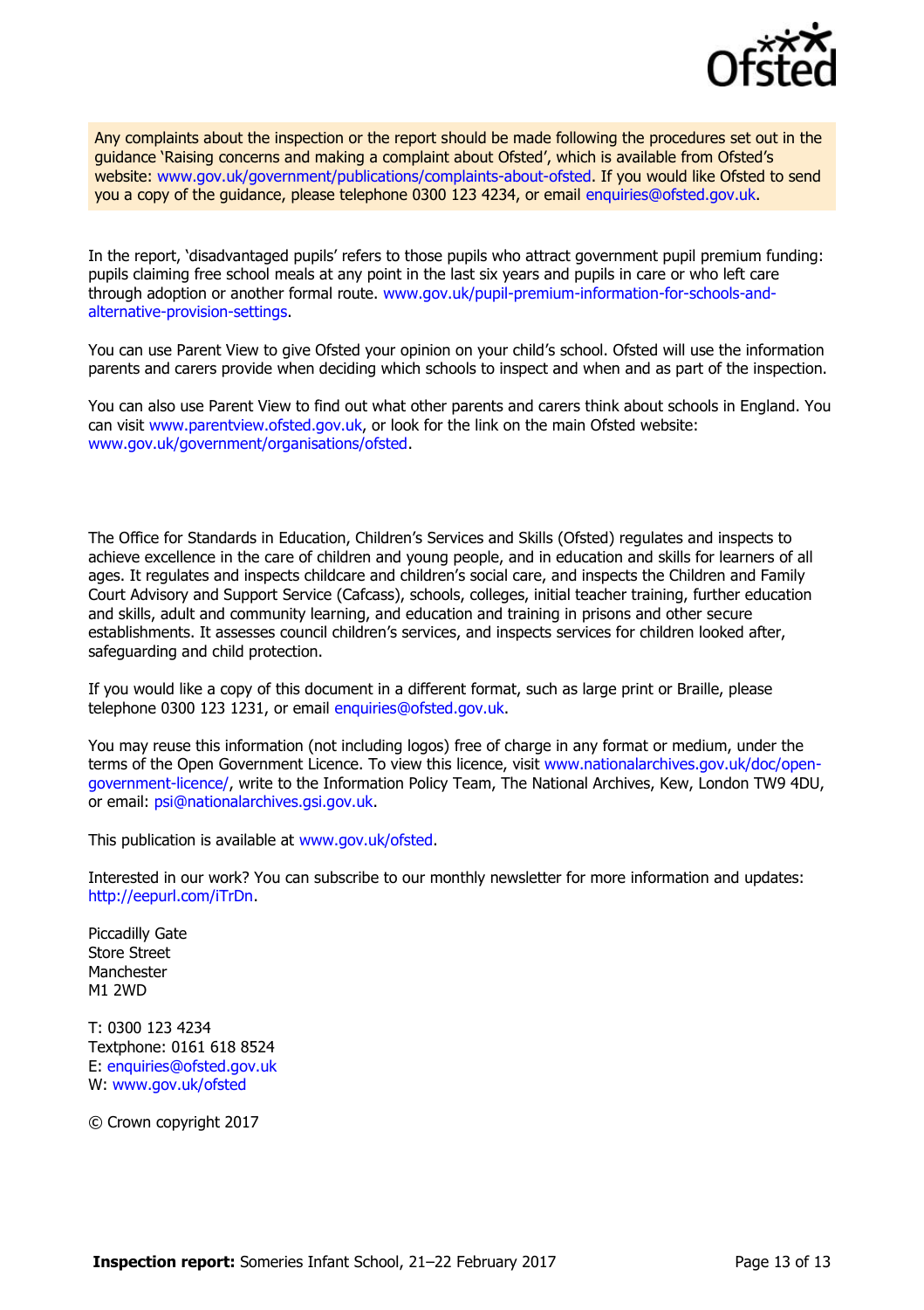Any complaints about the inspection or the report should be made following the procedures set out in the guidance 'Raising concerns and making a complaint about Ofsted', which is available from Ofsted's website: www.gov.uk/government/publications/complaints-about-ofsted. If you would like Ofsted to send you a copy of the guidance, please telephone 0300 123 4234, or email enquiries@ofsted.gov.uk.

In the report, 'disadvantaged pupils' refers to those pupils who attract government pupil premium funding: pupils claiming free school meals at any point in the last six years and pupils in care or who left care through adoption or another formal route. www.gov.uk/pupil-premium-information-for-schools-and-alternative-provision-settings.

You can use Parent View to give Ofsted your opinion on your child's school. Ofsted will use the information parents and carers provide when deciding which schools to inspect and when and as part of the inspection.

You can also use Parent View to find out what other parents and carers think about schools in England. You can visit www.parentview.ofsted.gov.uk, or look for the link on the main Ofsted website: www.gov.uk/government/organisations/ofsted.

The Office for Standards in Education, Children's Services and Skills (Ofsted) regulates and inspects to achieve excellence in the care of children and young people, and in education and skills for learners of all ages. It regulates and inspects childcare and children's social care, and inspects the Children and Family Court Advisory and Support Service (Cafcass), schools, colleges, initial teacher training, further education and skills, adult and community learning, and education and training in prisons and other secure establishments. It assesses council children's services, and inspects services for children looked after, safeguarding and child protection.

If you would like a copy of this document in a different format, such as large print or Braille, please telephone 0300 123 1231, or email enquiries@ofsted.gov.uk.

You may reuse this information (not including logos) free of charge in any format or medium, under the terms of the Open Government Licence. To view this licence, visit www.nationalarchives.gov.uk/doc/open-government-licence/, write to the Information Policy Team, The National Archives, Kew, London TW9 4DU, or email: psi@nationalarchives.gsi.gov.uk.

This publication is available at www.gov.uk/ofsted.

Interested in our work? You can subscribe to our monthly newsletter for more information and updates: http://eepurl.com/iTrDn.

Piccadilly Gate  
Store Street  
Manchester  
M1 2WD

T: 0300 123 4234  
Textphone: 0161 618 8524  
E: enquiries@ofsted.gov.uk  
W: www.gov.uk/ofsted

© Crown copyright 2017